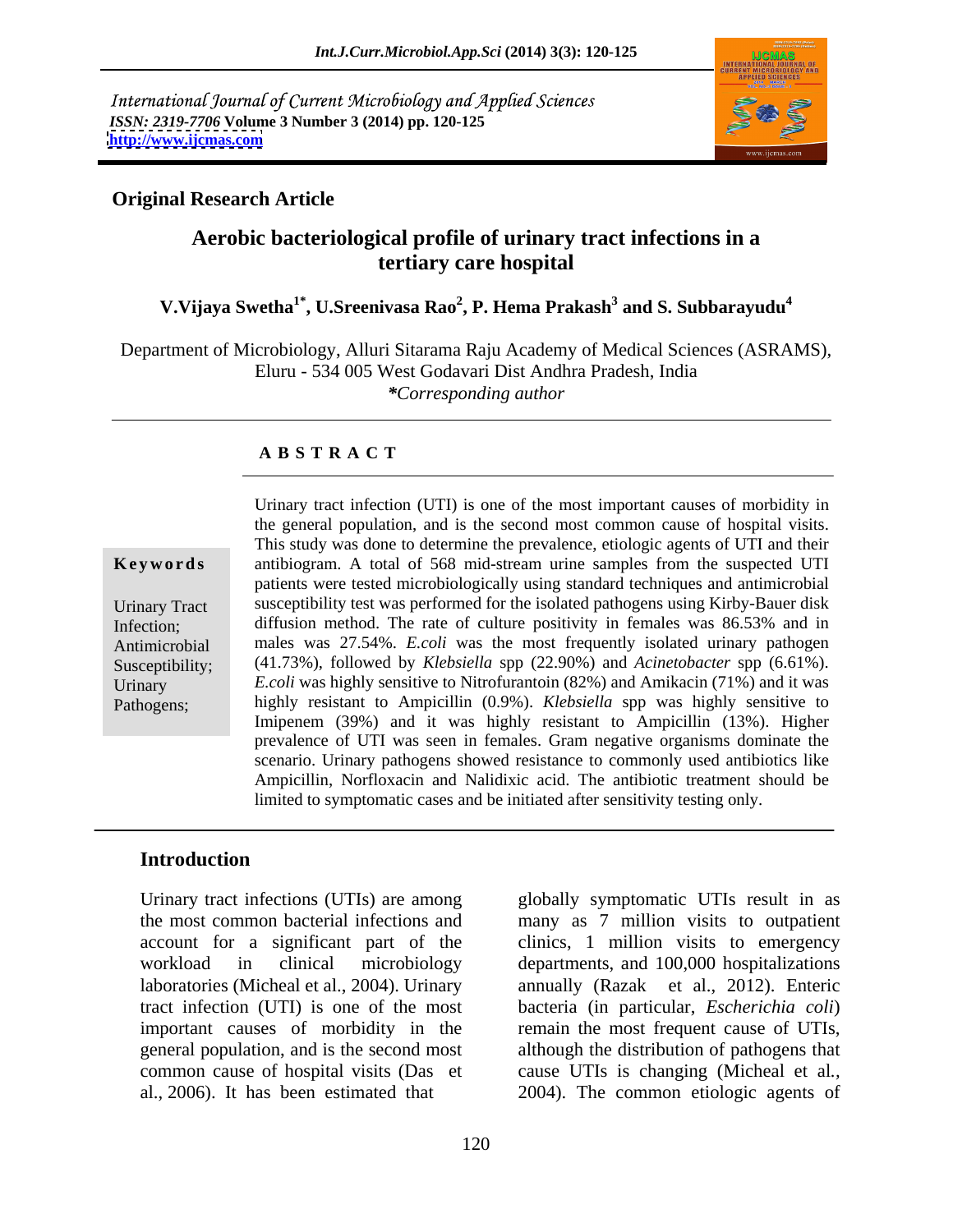International Journal of Current Microbiology and Applied Sciences
*ISSN: 2319-7706* **Volume 3 Number 3 (2014) pp. 120-125**
**http://www.ijcmas.com**

## Original Research Article

# Aerobic bacteriological profile of urinary tract infections in a tertiary care hospital

**V.Vijaya Swetha[1*], U.Sreenivasa Rao[2], P. Hema Prakash[3] and S. Subbarayudu[4]**

Department of Microbiology, Alluri Sitarama Raju Academy of Medical Sciences (ASRAMS), Eluru - 534 005 West Godavari Dist Andhra Pradesh, India
*\*Corresponding author*

### A B S T R A C T

**Keywords**

Urinary Tract Infection; Antimicrobial Susceptibility; Urinary Pathogens;

Urinary tract infection (UTI) is one of the most important causes of morbidity in the general population, and is the second most common cause of hospital visits. This study was done to determine the prevalence, etiologic agents of UTI and their antibiogram. A total of 568 mid-stream urine samples from the suspected UTI patients were tested microbiologically using standard techniques and antimicrobial susceptibility test was performed for the isolated pathogens using Kirby-Bauer disk diffusion method. The rate of culture positivity in females was 86.53% and in males was 27.54%. *E.coli* was the most frequently isolated urinary pathogen (41.73%), followed by *Klebsiella* spp (22.90%) and *Acinetobacter* spp (6.61%). *E.coli* was highly sensitive to Nitrofurantoin (82%) and Amikacin (71%) and it was highly resistant to Ampicillin (0.9%). *Klebsiella* spp was highly sensitive to Imipenem (39%) and it was highly resistant to Ampicillin (13%). Higher prevalence of UTI was seen in females. Gram negative organisms dominate the scenario. Urinary pathogens showed resistance to commonly used antibiotics like Ampicillin, Norfloxacin and Nalidixic acid. The antibiotic treatment should be limited to symptomatic cases and be initiated after sensitivity testing only.

## Introduction

Urinary tract infections (UTIs) are among the most common bacterial infections and account for a significant part of the workload in clinical microbiology laboratories (Micheal et al., 2004). Urinary tract infection (UTI) is one of the most important causes of morbidity in the general population, and is the second most common cause of hospital visits (Das et al., 2006). It has been estimated that globally symptomatic UTIs result in as many as 7 million visits to outpatient clinics, 1 million visits to emergency departments, and 100,000 hospitalizations annually (Razak et al., 2012). Enteric bacteria (in particular, *Escherichia coli*) remain the most frequent cause of UTIs, although the distribution of pathogens that cause UTIs is changing (Micheal et al., 2004). The common etiologic agents of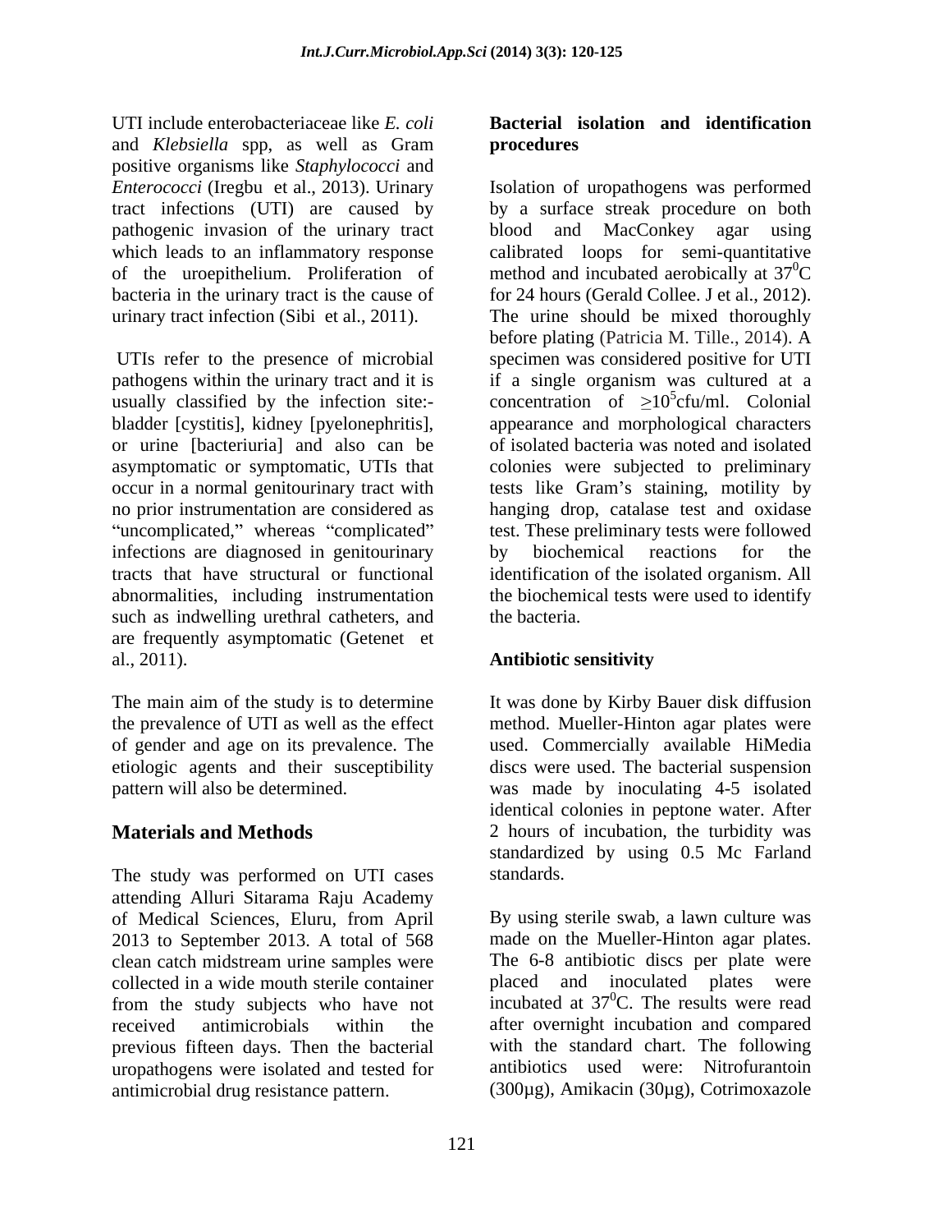UTI include enterobacteriaceae like *E. coli* and *Klebsiella* spp, as well as Gram positive organisms like *Staphylococci* and *Enterococci* (Iregbu et al., 2013). Urinary tract infections (UTI) are caused by pathogenic invasion of the urinary tract which leads to an inflammatory response of the uroepithelium. Proliferation of bacteria in the urinary tract is the cause of urinary tract infection (Sibi et al., 2011).

UTIs refer to the presence of microbial pathogens within the urinary tract and it is usually classified by the infection site:- bladder [cystitis], kidney [pyelonephritis], or urine [bacteriuria] and also can be asymptomatic or symptomatic, UTIs that occur in a normal genitourinary tract with no prior instrumentation are considered as "uncomplicated," whereas "complicated" infections are diagnosed in genitourinary tracts that have structural or functional abnormalities, including instrumentation such as indwelling urethral catheters, and are frequently asymptomatic (Getenet et al., 2011).

The main aim of the study is to determine the prevalence of UTI as well as the effect of gender and age on its prevalence. The etiologic agents and their susceptibility pattern will also be determined.

## Materials and Methods

The study was performed on UTI cases attending Alluri Sitarama Raju Academy of Medical Sciences, Eluru, from April 2013 to September 2013. A total of 568 clean catch midstream urine samples were collected in a wide mouth sterile container from the study subjects who have not received antimicrobials within the previous fifteen days. Then the bacterial uropathogens were isolated and tested for antimicrobial drug resistance pattern.

### Bacterial isolation and identification procedures

Isolation of uropathogens was performed by a surface streak procedure on both blood and MacConkey agar using calibrated loops for semi-quantitative method and incubated aerobically at $37^0$C for 24 hours (Gerald Collee. J et al., 2012). The urine should be mixed thoroughly before plating (Patricia M. Tille., 2014). A specimen was considered positive for UTI if a single organism was cultured at a concentration of $\geq 10^5$cfu/ml. Colonial appearance and morphological characters of isolated bacteria was noted and isolated colonies were subjected to preliminary tests like Gram's staining, motility by hanging drop, catalase test and oxidase test. These preliminary tests were followed by biochemical reactions for the identification of the isolated organism. All the biochemical tests were used to identify the bacteria.

### Antibiotic sensitivity

It was done by Kirby Bauer disk diffusion method. Mueller-Hinton agar plates were used. Commercially available HiMedia discs were used. The bacterial suspension was made by inoculating 4-5 isolated identical colonies in peptone water. After 2 hours of incubation, the turbidity was standardized by using 0.5 Mc Farland standards.

By using sterile swab, a lawn culture was made on the Mueller-Hinton agar plates. The 6-8 antibiotic discs per plate were placed and inoculated plates were incubated at $37^0$C. The results were read after overnight incubation and compared with the standard chart. The following antibiotics used were: Nitrofurantoin (300µg), Amikacin (30µg), Cotrimoxazole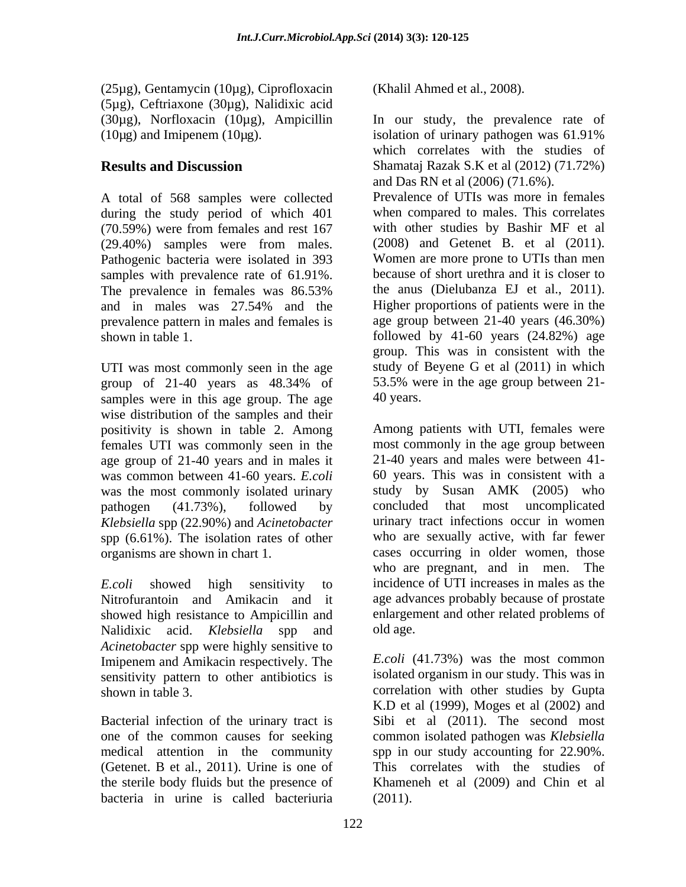(25µg), Gentamycin (10µg), Ciprofloxacin (5µg), Ceftriaxone (30µg), Nalidixic acid (30µg), Norfloxacin (10µg), Ampicillin (10µg) and Imipenem (10µg).

## Results and Discussion

A total of 568 samples were collected during the study period of which 401 (70.59%) were from females and rest 167 (29.40%) samples were from males. Pathogenic bacteria were isolated in 393 samples with prevalence rate of 61.91%. The prevalence in females was 86.53% and in males was 27.54% and the prevalence pattern in males and females is shown in table 1.

UTI was most commonly seen in the age group of 21-40 years as 48.34% of samples were in this age group. The age wise distribution of the samples and their positivity is shown in table 2. Among females UTI was commonly seen in the age group of 21-40 years and in males it was common between 41-60 years. *E.coli* was the most commonly isolated urinary pathogen (41.73%), followed by *Klebsiella* spp (22.90%) and *Acinetobacter* spp (6.61%). The isolation rates of other organisms are shown in chart 1.

*E.coli* showed high sensitivity to Nitrofurantoin and Amikacin and it showed high resistance to Ampicillin and Nalidixic acid. *Klebsiella* spp and *Acinetobacter* spp were highly sensitive to Imipenem and Amikacin respectively. The sensitivity pattern to other antibiotics is shown in table 3.

Bacterial infection of the urinary tract is one of the common causes for seeking medical attention in the community (Getenet. B et al., 2011). Urine is one of the sterile body fluids but the presence of bacteria in urine is called bacteriuria (Khalil Ahmed et al., 2008).

In our study, the prevalence rate of isolation of urinary pathogen was 61.91% which correlates with the studies of Shamataj Razak S.K et al (2012) (71.72%) and Das RN et al (2006) (71.6%). Prevalence of UTIs was more in females when compared to males. This correlates with other studies by Bashir MF et al (2008) and Getenet B. et al (2011). Women are more prone to UTIs than men because of short urethra and it is closer to the anus (Dielubanza EJ et al., 2011). Higher proportions of patients were in the age group between 21-40 years (46.30%) followed by 41-60 years (24.82%) age group. This was in consistent with the study of Beyene G et al (2011) in which 53.5% were in the age group between 21-40 years.

Among patients with UTI, females were most commonly in the age group between 21-40 years and males were between 41-60 years. This was in consistent with a study by Susan AMK (2005) who concluded that most uncomplicated urinary tract infections occur in women who are sexually active, with far fewer cases occurring in older women, those who are pregnant, and in men. The incidence of UTI increases in males as the age advances probably because of prostate enlargement and other related problems of old age.

*E.coli* (41.73%) was the most common isolated organism in our study. This was in correlation with other studies by Gupta K.D et al (1999), Moges et al (2002) and Sibi et al (2011). The second most common isolated pathogen was *Klebsiella* spp in our study accounting for 22.90%. This correlates with the studies of Khameneh et al (2009) and Chin et al (2011).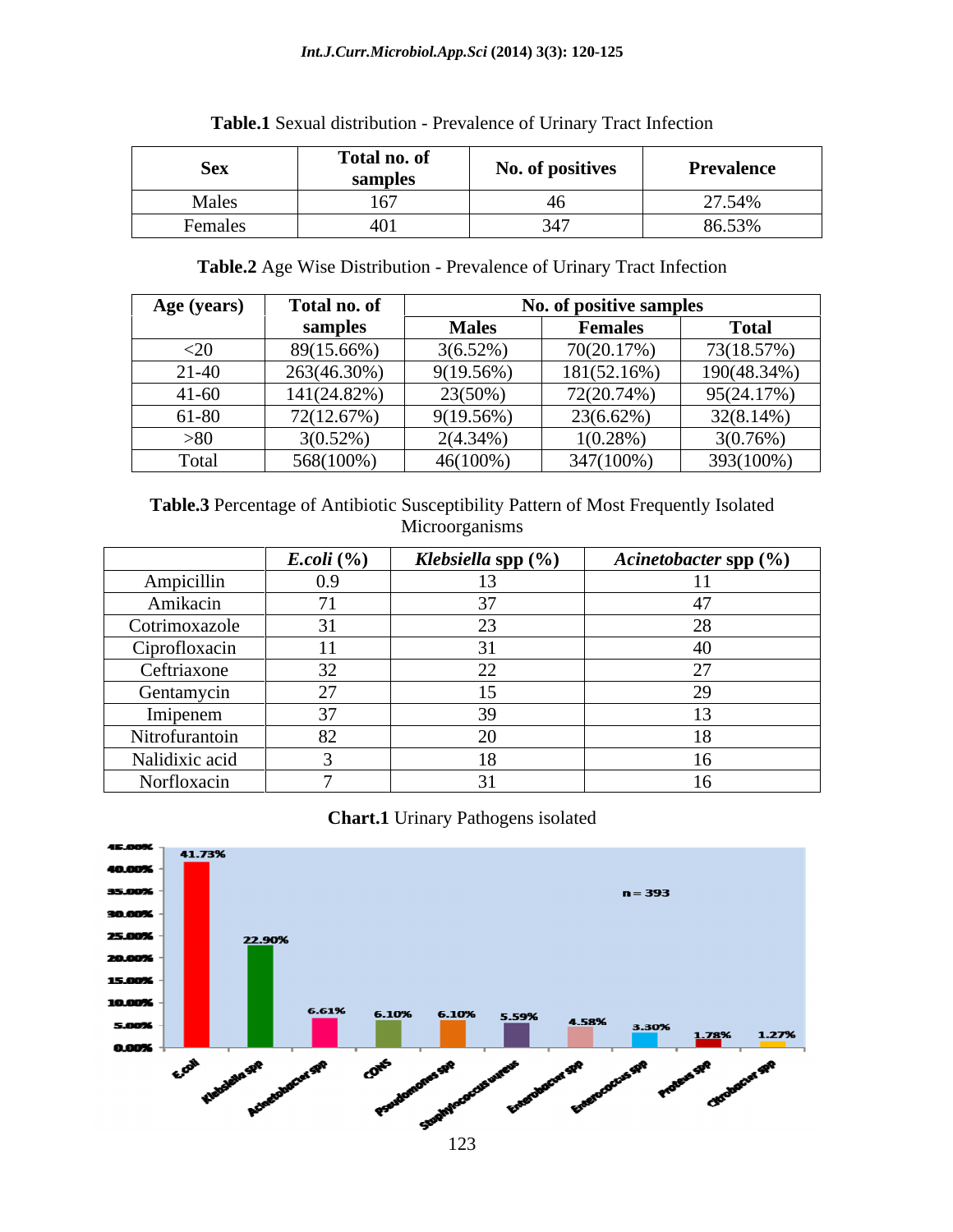**Table.1** Sexual distribution - Prevalence of Urinary Tract Infection

| Sex | Total no. of samples | No. of positives | Prevalence |
|---|---|---|---|
| Males | 167 | 46 | 27.54% |
| Females | 401 | 347 | 86.53% |

**Table.2** Age Wise Distribution - Prevalence of Urinary Tract Infection

| Age (years) | Total no. of samples | No. of positive samples | | |
|---|---|---|---|---|
| | | Males | Females | Total |
| <20 | 89(15.66%) | 3(6.52%) | 70(20.17%) | 73(18.57%) |
| 21-40 | 263(46.30%) | 9(19.56%) | 181(52.16%) | 190(48.34%) |
| 41-60 | 141(24.82%) | 23(50%) | 72(20.74%) | 95(24.17%) |
| 61-80 | 72(12.67%) | 9(19.56%) | 23(6.62%) | 32(8.14%) |
| >80 | 3(0.52%) | 2(4.34%) | 1(0.28%) | 3(0.76%) |
| Total | 568(100%) | 46(100%) | 347(100%) | 393(100%) |

**Table.3** Percentage of Antibiotic Susceptibility Pattern of Most Frequently Isolated Microorganisms

| | *E.coli* (%) | *Klebsiella* spp (%) | *Acinetobacter* spp (%) |
|---|---|---|---|
| Ampicillin | 0.9 | 13 | 11 |
| Amikacin | 71 | 37 | 47 |
| Cotrimoxazole | 31 | 23 | 28 |
| Ciprofloxacin | 11 | 31 | 40 |
| Ceftriaxone | 32 | 22 | 27 |
| Gentamycin | 27 | 15 | 29 |
| Imipenem | 37 | 39 | 13 |
| Nitrofurantoin | 82 | 20 | 18 |
| Nalidixic acid | 3 | 18 | 16 |
| Norfloxacin | 7 | 31 | 16 |

**Chart.1** Urinary Pathogens isolated

| Pathogen | Percentage |
|---|---|
| E.coli | 41.73% |
| Klebsiella spp | 22.90% |
| Acinetobacter spp | 6.61% |
| CONS | 6.10% |
| Pseudomonas spp | 6.10% |
| Staphylococcus aureus | 5.59% |
| Enterobacter spp | 4.58% |
| Enterococcus spp | 3.30% |
| Proteus spp | 1.78% |
| Citrobacter spp | 1.27% |

n = 393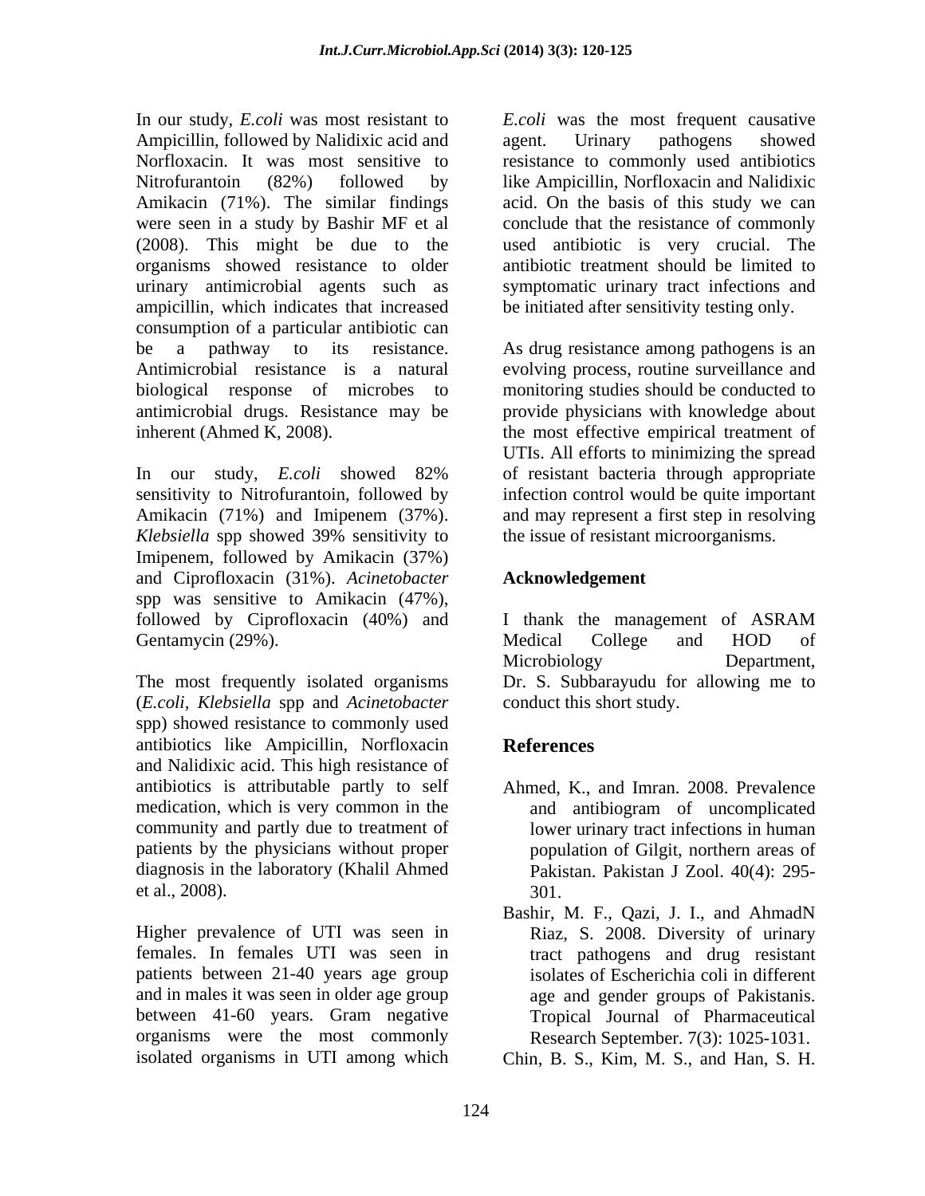In our study, *E.coli* was most resistant to Ampicillin, followed by Nalidixic acid and Norfloxacin. It was most sensitive to Nitrofurantoin (82%) followed by Amikacin (71%). The similar findings were seen in a study by Bashir MF et al (2008). This might be due to the organisms showed resistance to older urinary antimicrobial agents such as ampicillin, which indicates that increased consumption of a particular antibiotic can be a pathway to its resistance. Antimicrobial resistance is a natural biological response of microbes to antimicrobial drugs. Resistance may be inherent (Ahmed K, 2008).

In our study, *E.coli* showed 82% sensitivity to Nitrofurantoin, followed by Amikacin (71%) and Imipenem (37%). *Klebsiella* spp showed 39% sensitivity to Imipenem, followed by Amikacin (37%) and Ciprofloxacin (31%). *Acinetobacter* spp was sensitive to Amikacin (47%), followed by Ciprofloxacin (40%) and Gentamycin (29%).

The most frequently isolated organisms (*E.coli*, *Klebsiella* spp and *Acinetobacter* spp) showed resistance to commonly used antibiotics like Ampicillin, Norfloxacin and Nalidixic acid. This high resistance of antibiotics is attributable partly to self medication, which is very common in the community and partly due to treatment of patients by the physicians without proper diagnosis in the laboratory (Khalil Ahmed et al., 2008).

Higher prevalence of UTI was seen in females. In females UTI was seen in patients between 21-40 years age group and in males it was seen in older age group between 41-60 years. Gram negative organisms were the most commonly isolated organisms in UTI among which *E.coli* was the most frequent causative agent. Urinary pathogens showed resistance to commonly used antibiotics like Ampicillin, Norfloxacin and Nalidixic acid. On the basis of this study we can conclude that the resistance of commonly used antibiotic is very crucial. The antibiotic treatment should be limited to symptomatic urinary tract infections and be initiated after sensitivity testing only.

As drug resistance among pathogens is an evolving process, routine surveillance and monitoring studies should be conducted to provide physicians with knowledge about the most effective empirical treatment of UTIs. All efforts to minimizing the spread of resistant bacteria through appropriate infection control would be quite important and may represent a first step in resolving the issue of resistant microorganisms.

## Acknowledgement

I thank the management of ASRAM Medical College and HOD of Microbiology Department, Dr. S. Subbarayudu for allowing me to conduct this short study.

## References

Ahmed, K., and Imran. 2008. Prevalence and antibiogram of uncomplicated lower urinary tract infections in human population of Gilgit, northern areas of Pakistan. Pakistan J Zool. 40(4): 295-301.

Bashir, M. F., Qazi, J. I., and AhmadN Riaz, S. 2008. Diversity of urinary tract pathogens and drug resistant isolates of Escherichia coli in different age and gender groups of Pakistanis. Tropical Journal of Pharmaceutical Research September. 7(3): 1025-1031.

Chin, B. S., Kim, M. S., and Han, S. H.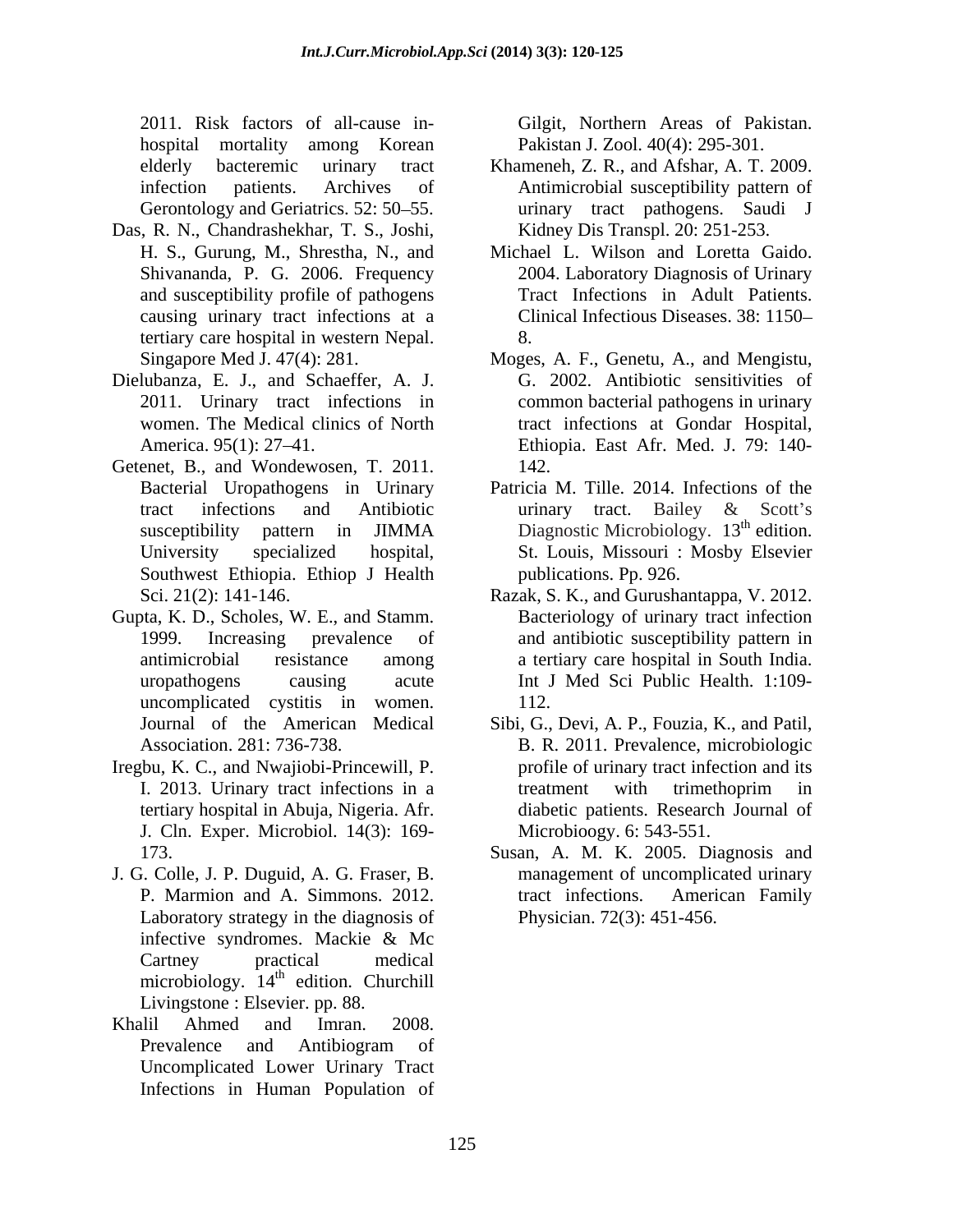2011. Risk factors of all-cause in-hospital mortality among Korean elderly bacteremic urinary tract infection patients. Archives of Gerontology and Geriatrics. 52: 50–55.

Das, R. N., Chandrashekhar, T. S., Joshi, H. S., Gurung, M., Shrestha, N., and Shivananda, P. G. 2006. Frequency and susceptibility profile of pathogens causing urinary tract infections at a tertiary care hospital in western Nepal. Singapore Med J. 47(4): 281.

Dielubanza, E. J., and Schaeffer, A. J. 2011. Urinary tract infections in women. The Medical clinics of North America. 95(1): 27–41.

Getenet, B., and Wondewosen, T. 2011. Bacterial Uropathogens in Urinary tract infections and Antibiotic susceptibility pattern in JIMMA University specialized hospital, Southwest Ethiopia. Ethiop J Health Sci. 21(2): 141-146.

Gupta, K. D., Scholes, W. E., and Stamm. 1999. Increasing prevalence of antimicrobial resistance among uropathogens causing acute uncomplicated cystitis in women. Journal of the American Medical Association. 281: 736-738.

Iregbu, K. C., and Nwajiobi-Princewill, P. I. 2013. Urinary tract infections in a tertiary hospital in Abuja, Nigeria. Afr. J. Cln. Exper. Microbiol. 14(3): 169-173.

J. G. Colle, J. P. Duguid, A. G. Fraser, B. P. Marmion and A. Simmons. 2012. Laboratory strategy in the diagnosis of infective syndromes. Mackie & Mc Cartney practical medical microbiology. 14th edition. Churchill Livingstone : Elsevier. pp. 88.

Khalil Ahmed and Imran. 2008. Prevalence and Antibiogram of Uncomplicated Lower Urinary Tract Infections in Human Population of Gilgit, Northern Areas of Pakistan. Pakistan J. Zool. 40(4): 295-301.

Khameneh, Z. R., and Afshar, A. T. 2009. Antimicrobial susceptibility pattern of urinary tract pathogens. Saudi J Kidney Dis Transpl. 20: 251-253.

Michael L. Wilson and Loretta Gaido. 2004. Laboratory Diagnosis of Urinary Tract Infections in Adult Patients. Clinical Infectious Diseases. 38: 1150–8.

Moges, A. F., Genetu, A., and Mengistu, G. 2002. Antibiotic sensitivities of common bacterial pathogens in urinary tract infections at Gondar Hospital, Ethiopia. East Afr. Med. J. 79: 140-142.

Patricia M. Tille. 2014. Infections of the urinary tract. Bailey & Scott's Diagnostic Microbiology. 13th edition. St. Louis, Missouri : Mosby Elsevier publications. Pp. 926.

Razak, S. K., and Gurushantappa, V. 2012. Bacteriology of urinary tract infection and antibiotic susceptibility pattern in a tertiary care hospital in South India. Int J Med Sci Public Health. 1:109-112.

Sibi, G., Devi, A. P., Fouzia, K., and Patil, B. R. 2011. Prevalence, microbiologic profile of urinary tract infection and its treatment with trimethoprim in diabetic patients. Research Journal of Microbioogy. 6: 543-551.

Susan, A. M. K. 2005. Diagnosis and management of uncomplicated urinary tract infections. American Family Physician. 72(3): 451-456.